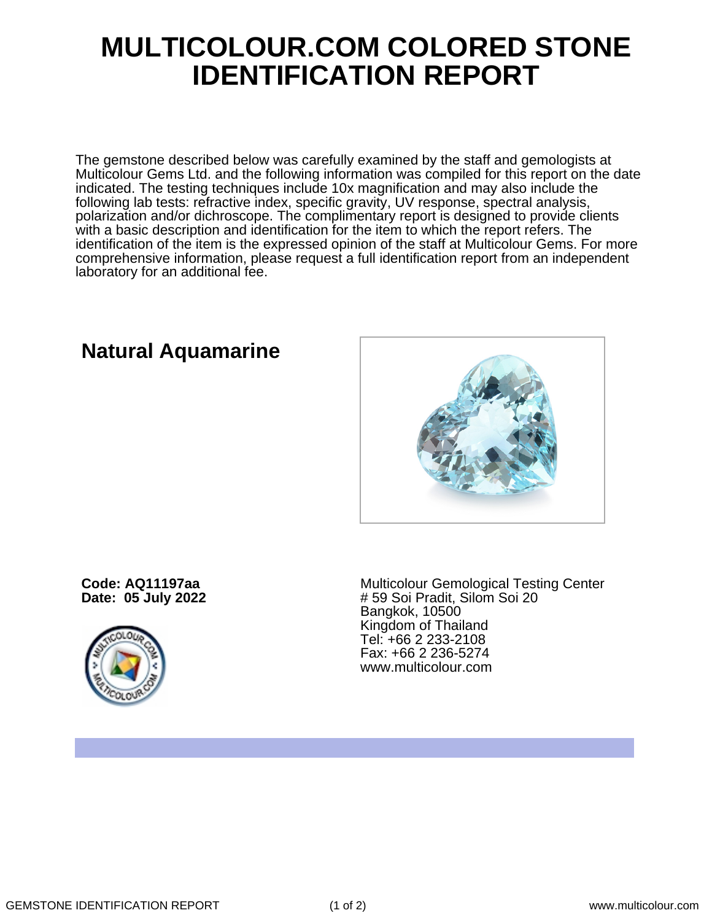# MULTICOLOUR.COM COLORED STONE IDENTIFICATION REPORT

The gemstone described below was carefully examined by the staff and gemologists at Multicolour Gems Ltd. and the following information was compiled for this report on the date indicated. The testing techniques include 10x magnification and may also include the following lab tests: refractive index, specific gravity, UV response, spectral analysis, polarization and/or dichroscope. The complimentary report is designed to provide clients with a basic description and identification for the item to which the report refers. The identification of the item is the expressed opinion of the staff at Multicolour Gems. For more comprehensive information, please request a full identification report from an independent laboratory for an additional fee.

## Natural Aquamarine

**Code: AQ11197aa**
**Date: 05 July 2022**

Multicolour Gemological Testing Center
# 59 Soi Pradit, Silom Soi 20
Bangkok, 10500
Kingdom of Thailand
Tel: +66 2 233-2108
Fax: +66 2 236-5274
www.multicolour.com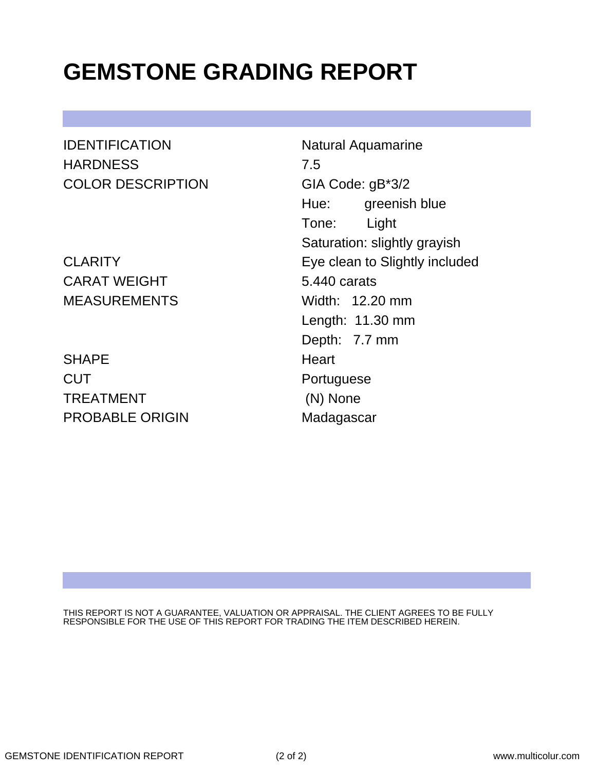# GEMSTONE GRADING REPORT

| | |
|---|---|
| IDENTIFICATION | Natural Aquamarine |
| HARDNESS | 7.5 |
| COLOR DESCRIPTION | GIA Code: gB*3/2 |
| | Hue: greenish blue |
| | Tone: Light |
| | Saturation: slightly grayish |
| CLARITY | Eye clean to Slightly included |
| CARAT WEIGHT | 5.440 carats |
| MEASUREMENTS | Width: 12.20 mm |
| | Length: 11.30 mm |
| | Depth: 7.7 mm |
| SHAPE | Heart |
| CUT | Portuguese |
| TREATMENT | (N) None |
| PROBABLE ORIGIN | Madagascar |

THIS REPORT IS NOT A GUARANTEE, VALUATION OR APPRAISAL. THE CLIENT AGREES TO BE FULLY RESPONSIBLE FOR THE USE OF THIS REPORT FOR TRADING THE ITEM DESCRIBED HEREIN.